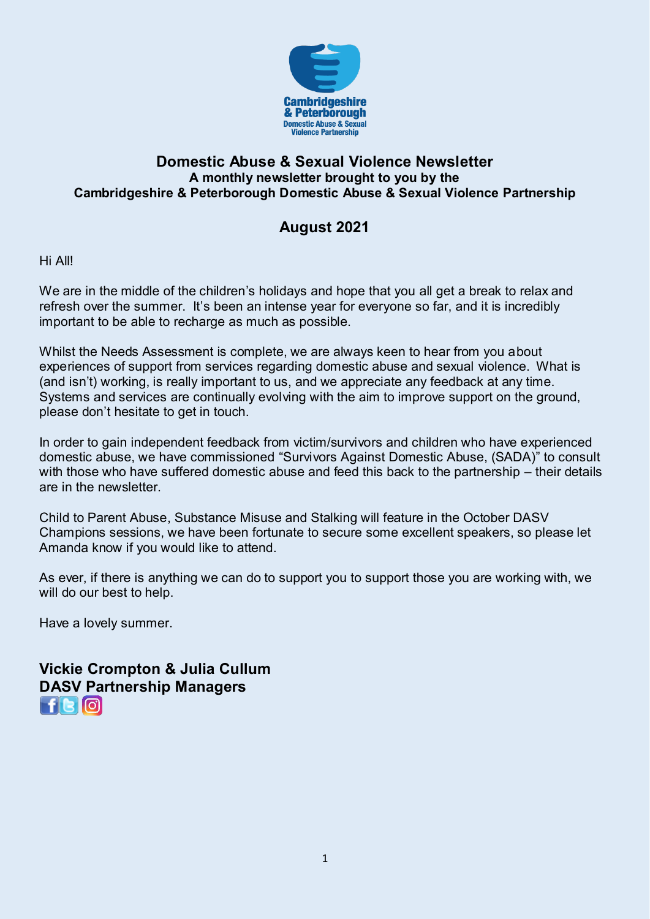# Domestic Abuse & Sexual Violence Newsletter

**A monthly newsletter brought to you by the**
**Cambridgeshire & Peterborough Domestic Abuse & Sexual Violence Partnership**

## August 2021

Hi All!

We are in the middle of the children's holidays and hope that you all get a break to relax and refresh over the summer. It's been an intense year for everyone so far, and it is incredibly important to be able to recharge as much as possible.

Whilst the Needs Assessment is complete, we are always keen to hear from you about experiences of support from services regarding domestic abuse and sexual violence. What is (and isn't) working, is really important to us, and we appreciate any feedback at any time. Systems and services are continually evolving with the aim to improve support on the ground, please don't hesitate to get in touch.

In order to gain independent feedback from victim/survivors and children who have experienced domestic abuse, we have commissioned "Survivors Against Domestic Abuse, (SADA)" to consult with those who have suffered domestic abuse and feed this back to the partnership – their details are in the newsletter.

Child to Parent Abuse, Substance Misuse and Stalking will feature in the October DASV Champions sessions, we have been fortunate to secure some excellent speakers, so please let Amanda know if you would like to attend.

As ever, if there is anything we can do to support you to support those you are working with, we will do our best to help.

Have a lovely summer.

**Vickie Crompton & Julia Cullum**
**DASV Partnership Managers**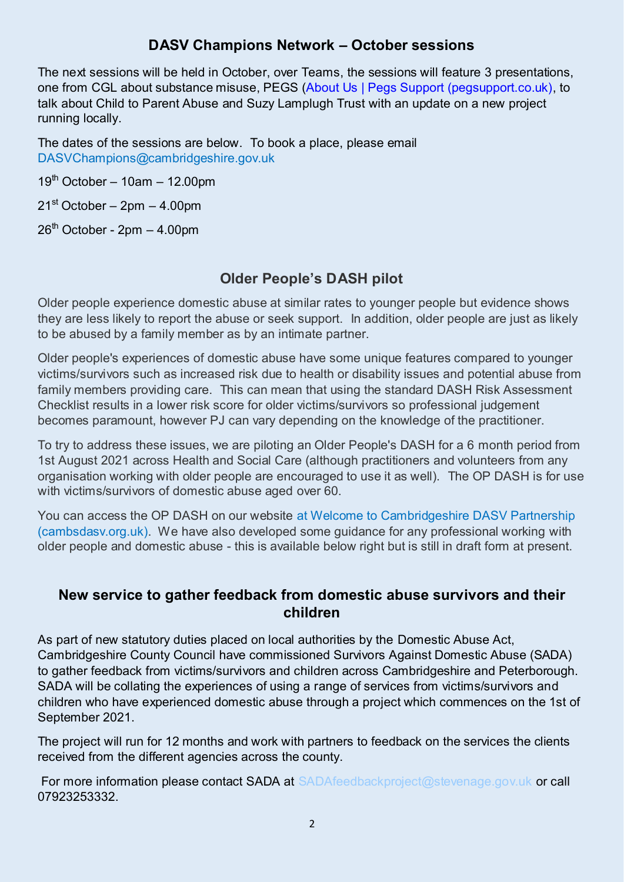## DASV Champions Network – October sessions

The next sessions will be held in October, over Teams, the sessions will feature 3 presentations, one from CGL about substance misuse, PEGS (About Us | Pegs Support (pegsupport.co.uk), to talk about Child to Parent Abuse and Suzy Lamplugh Trust with an update on a new project running locally.

The dates of the sessions are below. To book a place, please email DASVChampions@cambridgeshire.gov.uk

19th October – 10am – 12.00pm

21st October – 2pm – 4.00pm

26th October - 2pm – 4.00pm

## Older People's DASH pilot

Older people experience domestic abuse at similar rates to younger people but evidence shows they are less likely to report the abuse or seek support. In addition, older people are just as likely to be abused by a family member as by an intimate partner.

Older people's experiences of domestic abuse have some unique features compared to younger victims/survivors such as increased risk due to health or disability issues and potential abuse from family members providing care. This can mean that using the standard DASH Risk Assessment Checklist results in a lower risk score for older victims/survivors so professional judgement becomes paramount, however PJ can vary depending on the knowledge of the practitioner.

To try to address these issues, we are piloting an Older People's DASH for a 6 month period from 1st August 2021 across Health and Social Care (although practitioners and volunteers from any organisation working with older people are encouraged to use it as well). The OP DASH is for use with victims/survivors of domestic abuse aged over 60.

You can access the OP DASH on our website at Welcome to Cambridgeshire DASV Partnership (cambsdasv.org.uk). We have also developed some guidance for any professional working with older people and domestic abuse - this is available below right but is still in draft form at present.

## New service to gather feedback from domestic abuse survivors and their children

As part of new statutory duties placed on local authorities by the Domestic Abuse Act, Cambridgeshire County Council have commissioned Survivors Against Domestic Abuse (SADA) to gather feedback from victims/survivors and children across Cambridgeshire and Peterborough. SADA will be collating the experiences of using a range of services from victims/survivors and children who have experienced domestic abuse through a project which commences on the 1st of September 2021.

The project will run for 12 months and work with partners to feedback on the services the clients received from the different agencies across the county.

For more information please contact SADA at SADAfeedbackproject@stevenage.gov.uk or call 07923253332.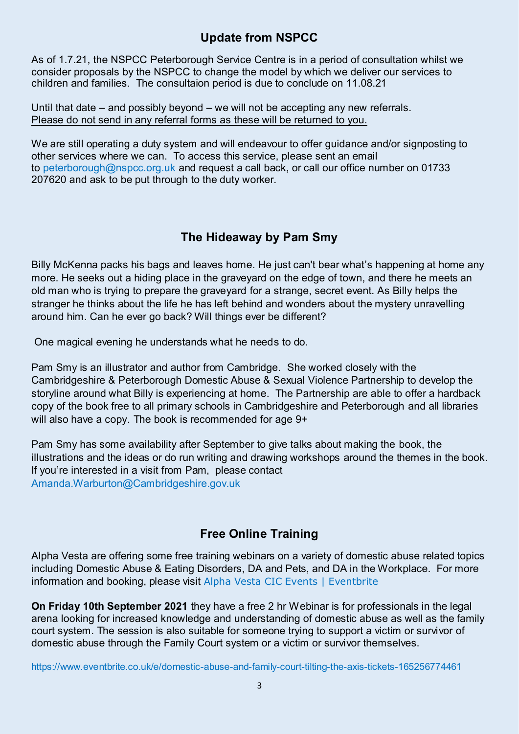## Update from NSPCC

As of 1.7.21, the NSPCC Peterborough Service Centre is in a period of consultation whilst we consider proposals by the NSPCC to change the model by which we deliver our services to children and families. The consultaion period is due to conclude on 11.08.21

Until that date – and possibly beyond – we will not be accepting any new referrals.
Please do not send in any referral forms as these will be returned to you.

We are still operating a duty system and will endeavour to offer guidance and/or signposting to other services where we can. To access this service, please sent an email to peterborough@nspcc.org.uk and request a call back, or call our office number on 01733 207620 and ask to be put through to the duty worker.

## The Hideaway by Pam Smy

Billy McKenna packs his bags and leaves home. He just can't bear what's happening at home any more. He seeks out a hiding place in the graveyard on the edge of town, and there he meets an old man who is trying to prepare the graveyard for a strange, secret event. As Billy helps the stranger he thinks about the life he has left behind and wonders about the mystery unravelling around him. Can he ever go back? Will things ever be different?

One magical evening he understands what he needs to do.

Pam Smy is an illustrator and author from Cambridge. She worked closely with the Cambridgeshire & Peterborough Domestic Abuse & Sexual Violence Partnership to develop the storyline around what Billy is experiencing at home. The Partnership are able to offer a hardback copy of the book free to all primary schools in Cambridgeshire and Peterborough and all libraries will also have a copy. The book is recommended for age 9+

Pam Smy has some availability after September to give talks about making the book, the illustrations and the ideas or do run writing and drawing workshops around the themes in the book. If you're interested in a visit from Pam, please contact Amanda.Warburton@Cambridgeshire.gov.uk

## Free Online Training

Alpha Vesta are offering some free training webinars on a variety of domestic abuse related topics including Domestic Abuse & Eating Disorders, DA and Pets, and DA in the Workplace. For more information and booking, please visit Alpha Vesta CIC Events | Eventbrite

**On Friday 10th September 2021** they have a free 2 hr Webinar is for professionals in the legal arena looking for increased knowledge and understanding of domestic abuse as well as the family court system. The session is also suitable for someone trying to support a victim or survivor of domestic abuse through the Family Court system or a victim or survivor themselves.

https://www.eventbrite.co.uk/e/domestic-abuse-and-family-court-tilting-the-axis-tickets-165256774461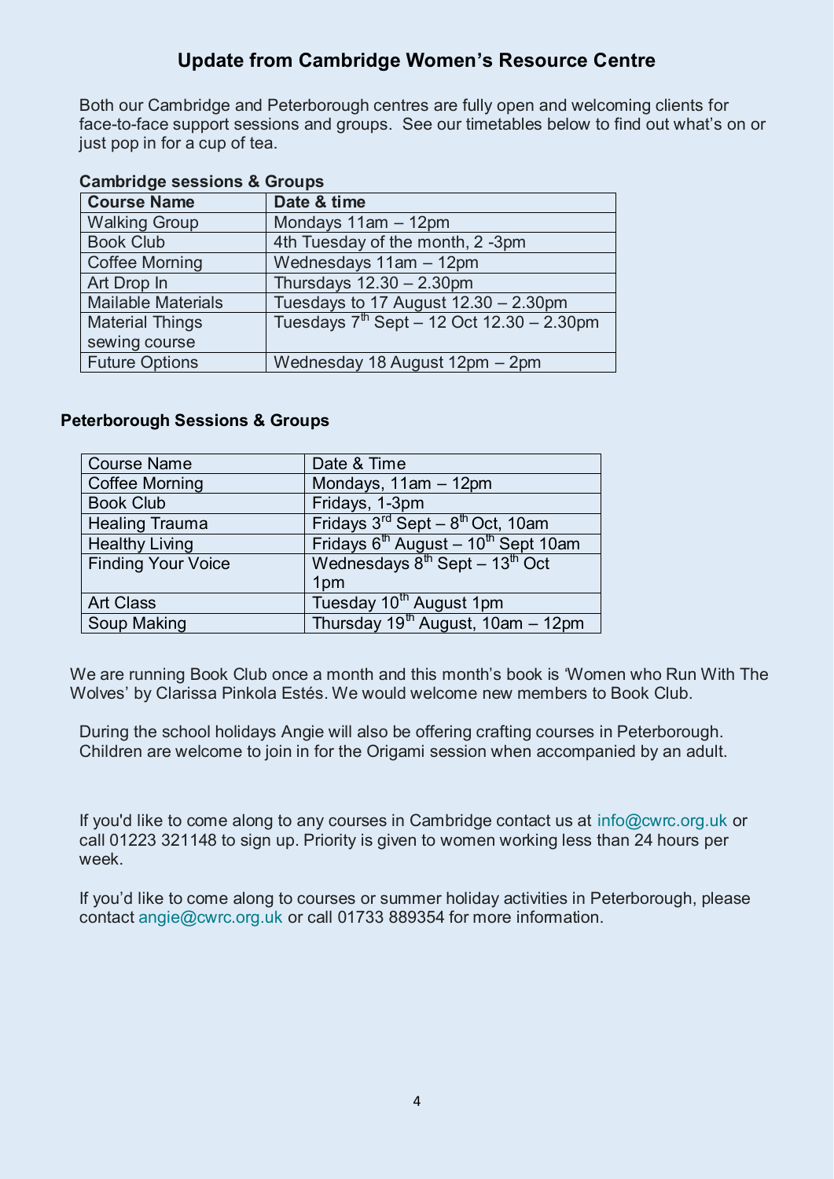## Update from Cambridge Women's Resource Centre

Both our Cambridge and Peterborough centres are fully open and welcoming clients for face-to-face support sessions and groups. See our timetables below to find out what's on or just pop in for a cup of tea.

**Cambridge sessions & Groups**

| Course Name | Date & time |
|---|---|
| Walking Group | Mondays 11am – 12pm |
| Book Club | 4th Tuesday of the month, 2 -3pm |
| Coffee Morning | Wednesdays 11am – 12pm |
| Art Drop In | Thursdays 12.30 – 2.30pm |
| Mailable Materials | Tuesdays to 17 August 12.30 – 2.30pm |
| Material Things sewing course | Tuesdays 7th Sept – 12 Oct 12.30 – 2.30pm |
| Future Options | Wednesday 18 August 12pm – 2pm |

**Peterborough Sessions & Groups**

| Course Name | Date & Time |
|---|---|
| Coffee Morning | Mondays, 11am – 12pm |
| Book Club | Fridays, 1-3pm |
| Healing Trauma | Fridays 3rd Sept – 8th Oct, 10am |
| Healthy Living | Fridays 6th August – 10th Sept 10am |
| Finding Your Voice | Wednesdays 8th Sept – 13th Oct 1pm |
| Art Class | Tuesday 10th August 1pm |
| Soup Making | Thursday 19th August, 10am – 12pm |

We are running Book Club once a month and this month's book is 'Women who Run With The Wolves' by Clarissa Pinkola Estés. We would welcome new members to Book Club.

During the school holidays Angie will also be offering crafting courses in Peterborough. Children are welcome to join in for the Origami session when accompanied by an adult.

If you'd like to come along to any courses in Cambridge contact us at info@cwrc.org.uk or call 01223 321148 to sign up. Priority is given to women working less than 24 hours per week.

If you'd like to come along to courses or summer holiday activities in Peterborough, please contact angie@cwrc.org.uk or call 01733 889354 for more information.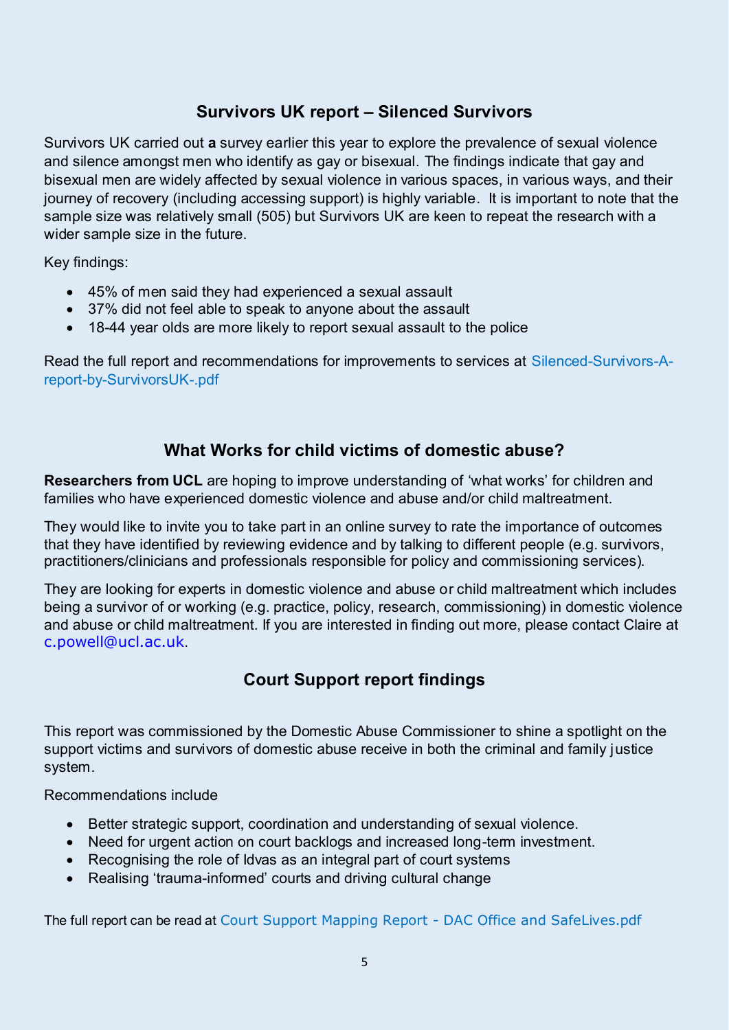## Survivors UK report – Silenced Survivors

Survivors UK carried out **a** survey earlier this year to explore the prevalence of sexual violence and silence amongst men who identify as gay or bisexual. The findings indicate that gay and bisexual men are widely affected by sexual violence in various spaces, in various ways, and their journey of recovery (including accessing support) is highly variable. It is important to note that the sample size was relatively small (505) but Survivors UK are keen to repeat the research with a wider sample size in the future.

Key findings:

- 45% of men said they had experienced a sexual assault
- 37% did not feel able to speak to anyone about the assault
- 18-44 year olds are more likely to report sexual assault to the police

Read the full report and recommendations for improvements to services at Silenced-Survivors-A-report-by-SurvivorsUK-.pdf

## What Works for child victims of domestic abuse?

**Researchers from UCL** are hoping to improve understanding of 'what works' for children and families who have experienced domestic violence and abuse and/or child maltreatment.

They would like to invite you to take part in an online survey to rate the importance of outcomes that they have identified by reviewing evidence and by talking to different people (e.g. survivors, practitioners/clinicians and professionals responsible for policy and commissioning services).

They are looking for experts in domestic violence and abuse or child maltreatment which includes being a survivor of or working (e.g. practice, policy, research, commissioning) in domestic violence and abuse or child maltreatment. If you are interested in finding out more, please contact Claire at c.powell@ucl.ac.uk.

## Court Support report findings

This report was commissioned by the Domestic Abuse Commissioner to shine a spotlight on the support victims and survivors of domestic abuse receive in both the criminal and family justice system.

Recommendations include

- Better strategic support, coordination and understanding of sexual violence.
- Need for urgent action on court backlogs and increased long-term investment.
- Recognising the role of Idvas as an integral part of court systems
- Realising 'trauma-informed' courts and driving cultural change

The full report can be read at Court Support Mapping Report - DAC Office and SafeLives.pdf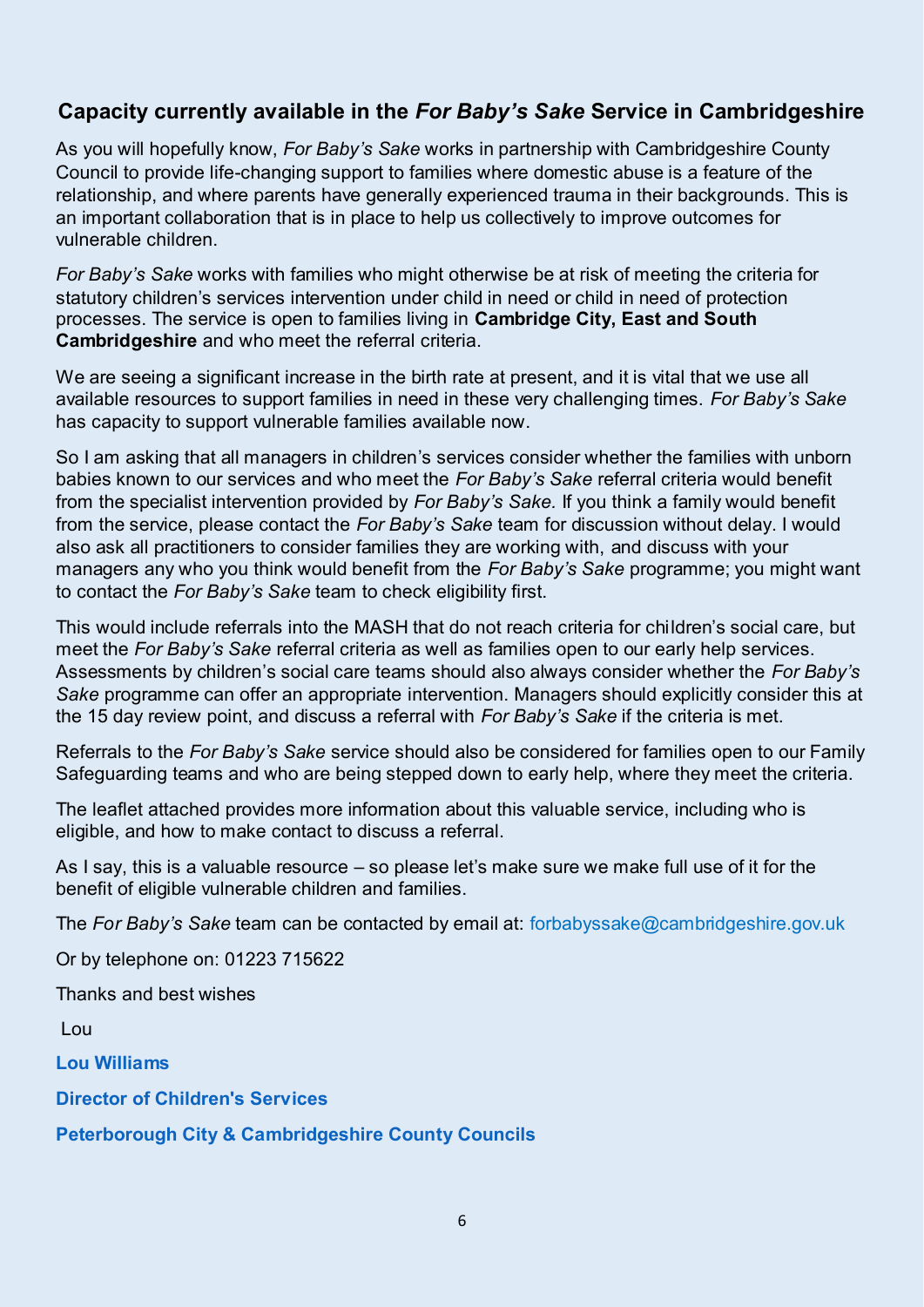## Capacity currently available in the *For Baby's Sake* Service in Cambridgeshire

As you will hopefully know, *For Baby's Sake* works in partnership with Cambridgeshire County Council to provide life-changing support to families where domestic abuse is a feature of the relationship, and where parents have generally experienced trauma in their backgrounds. This is an important collaboration that is in place to help us collectively to improve outcomes for vulnerable children.

*For Baby's Sake* works with families who might otherwise be at risk of meeting the criteria for statutory children's services intervention under child in need or child in need of protection processes. The service is open to families living in **Cambridge City, East and South Cambridgeshire** and who meet the referral criteria.

We are seeing a significant increase in the birth rate at present, and it is vital that we use all available resources to support families in need in these very challenging times. *For Baby's Sake* has capacity to support vulnerable families available now.

So I am asking that all managers in children's services consider whether the families with unborn babies known to our services and who meet the *For Baby's Sake* referral criteria would benefit from the specialist intervention provided by *For Baby's Sake.* If you think a family would benefit from the service, please contact the *For Baby's Sake* team for discussion without delay. I would also ask all practitioners to consider families they are working with, and discuss with your managers any who you think would benefit from the *For Baby's Sake* programme; you might want to contact the *For Baby's Sake* team to check eligibility first.

This would include referrals into the MASH that do not reach criteria for children's social care, but meet the *For Baby's Sake* referral criteria as well as families open to our early help services. Assessments by children's social care teams should also always consider whether the *For Baby's Sake* programme can offer an appropriate intervention. Managers should explicitly consider this at the 15 day review point, and discuss a referral with *For Baby's Sake* if the criteria is met.

Referrals to the *For Baby's Sake* service should also be considered for families open to our Family Safeguarding teams and who are being stepped down to early help, where they meet the criteria.

The leaflet attached provides more information about this valuable service, including who is eligible, and how to make contact to discuss a referral.

As I say, this is a valuable resource – so please let's make sure we make full use of it for the benefit of eligible vulnerable children and families.

The *For Baby's Sake* team can be contacted by email at: forbabyssake@cambridgeshire.gov.uk

Or by telephone on: 01223 715622

Thanks and best wishes

Lou

**Lou Williams**

**Director of Children's Services**

**Peterborough City & Cambridgeshire County Councils**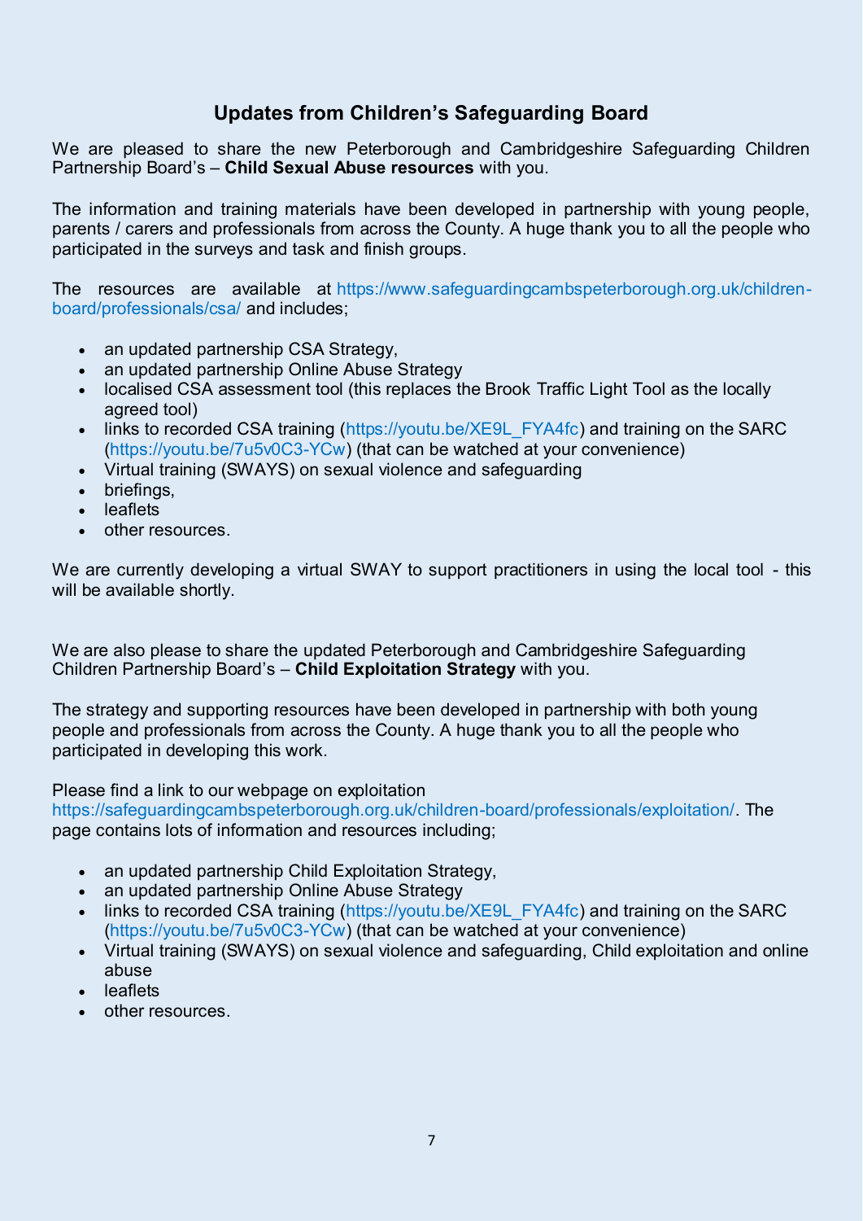## Updates from Children's Safeguarding Board

We are pleased to share the new Peterborough and Cambridgeshire Safeguarding Children Partnership Board's – **Child Sexual Abuse resources** with you.

The information and training materials have been developed in partnership with young people, parents / carers and professionals from across the County. A huge thank you to all the people who participated in the surveys and task and finish groups.

The resources are available at https://www.safeguardingcambspeterborough.org.uk/children-board/professionals/csa/ and includes;

- an updated partnership CSA Strategy,
- an updated partnership Online Abuse Strategy
- localised CSA assessment tool (this replaces the Brook Traffic Light Tool as the locally agreed tool)
- links to recorded CSA training (https://youtu.be/XE9L_FYA4fc) and training on the SARC (https://youtu.be/7u5v0C3-YCw) (that can be watched at your convenience)
- Virtual training (SWAYS) on sexual violence and safeguarding
- briefings,
- leaflets
- other resources.

We are currently developing a virtual SWAY to support practitioners in using the local tool - this will be available shortly.

We are also please to share the updated Peterborough and Cambridgeshire Safeguarding Children Partnership Board's – **Child Exploitation Strategy** with you.

The strategy and supporting resources have been developed in partnership with both young people and professionals from across the County. A huge thank you to all the people who participated in developing this work.

Please find a link to our webpage on exploitation https://safeguardingcambspeterborough.org.uk/children-board/professionals/exploitation/. The page contains lots of information and resources including;

- an updated partnership Child Exploitation Strategy,
- an updated partnership Online Abuse Strategy
- links to recorded CSA training (https://youtu.be/XE9L_FYA4fc) and training on the SARC (https://youtu.be/7u5v0C3-YCw) (that can be watched at your convenience)
- Virtual training (SWAYS) on sexual violence and safeguarding, Child exploitation and online abuse
- leaflets
- other resources.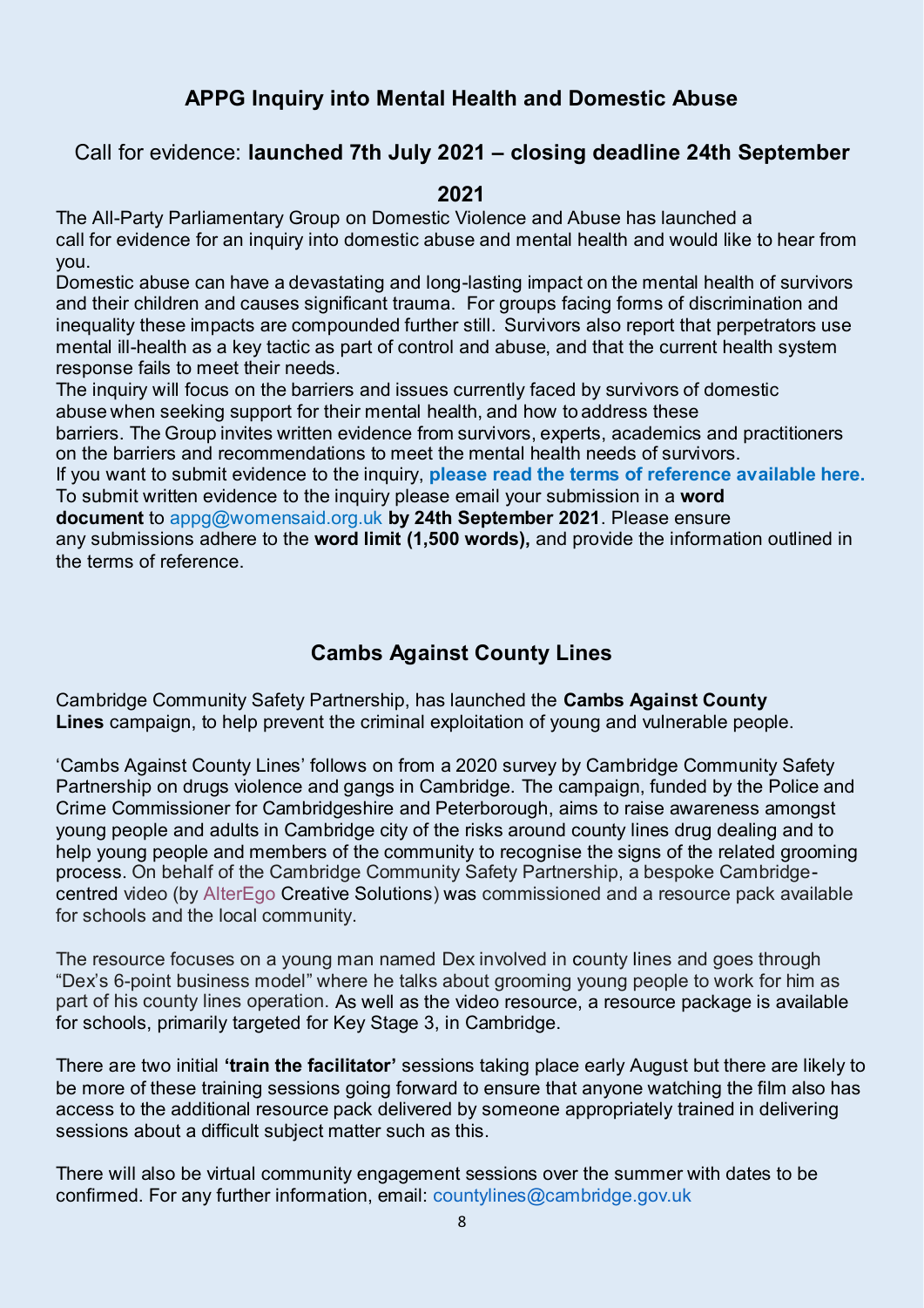## APPG Inquiry into Mental Health and Domestic Abuse

### Call for evidence: **launched 7th July 2021 – closing deadline 24th September 2021**

The All-Party Parliamentary Group on Domestic Violence and Abuse has launched a call for evidence for an inquiry into domestic abuse and mental health and would like to hear from you.

Domestic abuse can have a devastating and long-lasting impact on the mental health of survivors and their children and causes significant trauma. For groups facing forms of discrimination and inequality these impacts are compounded further still. Survivors also report that perpetrators use mental ill-health as a key tactic as part of control and abuse, and that the current health system response fails to meet their needs.

The inquiry will focus on the barriers and issues currently faced by survivors of domestic abuse when seeking support for their mental health, and how to address these barriers. The Group invites written evidence from survivors, experts, academics and practitioners on the barriers and recommendations to meet the mental health needs of survivors.

If you want to submit evidence to the inquiry, **please read the terms of reference available here.** To submit written evidence to the inquiry please email your submission in a **word document** to appg@womensaid.org.uk **by 24th September 2021**. Please ensure any submissions adhere to the **word limit (1,500 words),** and provide the information outlined in the terms of reference.

## Cambs Against County Lines

Cambridge Community Safety Partnership, has launched the **Cambs Against County Lines** campaign, to help prevent the criminal exploitation of young and vulnerable people.

'Cambs Against County Lines' follows on from a 2020 survey by Cambridge Community Safety Partnership on drugs violence and gangs in Cambridge. The campaign, funded by the Police and Crime Commissioner for Cambridgeshire and Peterborough, aims to raise awareness amongst young people and adults in Cambridge city of the risks around county lines drug dealing and to help young people and members of the community to recognise the signs of the related grooming process. On behalf of the Cambridge Community Safety Partnership, a bespoke Cambridge-centred video (by AlterEgo Creative Solutions) was commissioned and a resource pack available for schools and the local community.

The resource focuses on a young man named Dex involved in county lines and goes through "Dex's 6-point business model" where he talks about grooming young people to work for him as part of his county lines operation. As well as the video resource, a resource package is available for schools, primarily targeted for Key Stage 3, in Cambridge.

There are two initial **'train the facilitator'** sessions taking place early August but there are likely to be more of these training sessions going forward to ensure that anyone watching the film also has access to the additional resource pack delivered by someone appropriately trained in delivering sessions about a difficult subject matter such as this.

There will also be virtual community engagement sessions over the summer with dates to be confirmed. For any further information, email: countylines@cambridge.gov.uk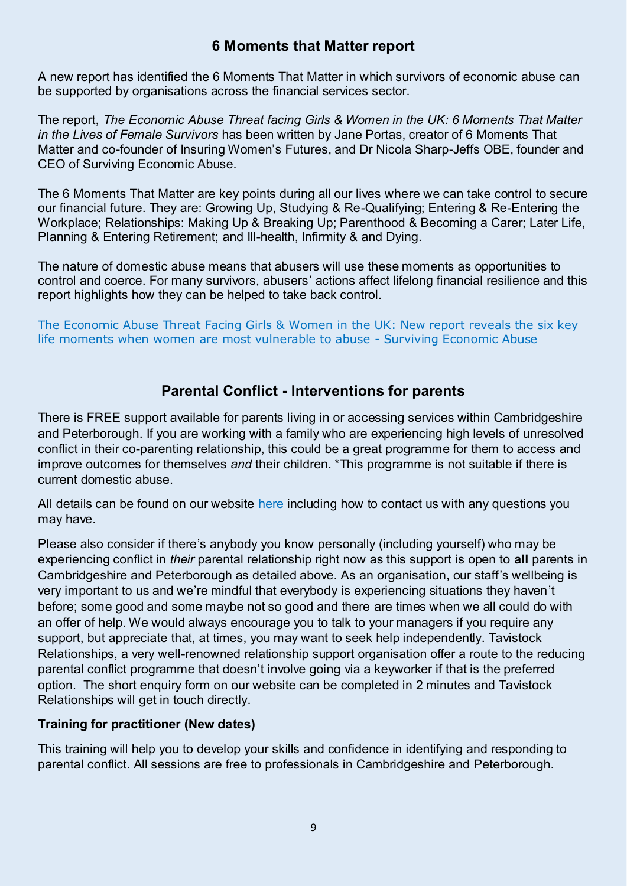## 6 Moments that Matter report

A new report has identified the 6 Moments That Matter in which survivors of economic abuse can be supported by organisations across the financial services sector.

The report, *The Economic Abuse Threat facing Girls & Women in the UK: 6 Moments That Matter in the Lives of Female Survivors* has been written by Jane Portas, creator of 6 Moments That Matter and co-founder of Insuring Women's Futures, and Dr Nicola Sharp-Jeffs OBE, founder and CEO of Surviving Economic Abuse.

The 6 Moments That Matter are key points during all our lives where we can take control to secure our financial future. They are: Growing Up, Studying & Re-Qualifying; Entering & Re-Entering the Workplace; Relationships: Making Up & Breaking Up; Parenthood & Becoming a Carer; Later Life, Planning & Entering Retirement; and Ill-health, Infirmity & and Dying.

The nature of domestic abuse means that abusers will use these moments as opportunities to control and coerce. For many survivors, abusers' actions affect lifelong financial resilience and this report highlights how they can be helped to take back control.

The Economic Abuse Threat Facing Girls & Women in the UK: New report reveals the six key life moments when women are most vulnerable to abuse - Surviving Economic Abuse

## Parental Conflict - Interventions for parents

There is FREE support available for parents living in or accessing services within Cambridgeshire and Peterborough. If you are working with a family who are experiencing high levels of unresolved conflict in their co-parenting relationship, this could be a great programme for them to access and improve outcomes for themselves *and* their children. *This programme is not suitable if there is current domestic abuse.

All details can be found on our website here including how to contact us with any questions you may have.

Please also consider if there's anybody you know personally (including yourself) who may be experiencing conflict in *their* parental relationship right now as this support is open to **all** parents in Cambridgeshire and Peterborough as detailed above. As an organisation, our staff's wellbeing is very important to us and we're mindful that everybody is experiencing situations they haven't before; some good and some maybe not so good and there are times when we all could do with an offer of help. We would always encourage you to talk to your managers if you require any support, but appreciate that, at times, you may want to seek help independently. Tavistock Relationships, a very well-renowned relationship support organisation offer a route to the reducing parental conflict programme that doesn't involve going via a keyworker if that is the preferred option. The short enquiry form on our website can be completed in 2 minutes and Tavistock Relationships will get in touch directly.

**Training for practitioner (New dates)**

This training will help you to develop your skills and confidence in identifying and responding to parental conflict. All sessions are free to professionals in Cambridgeshire and Peterborough.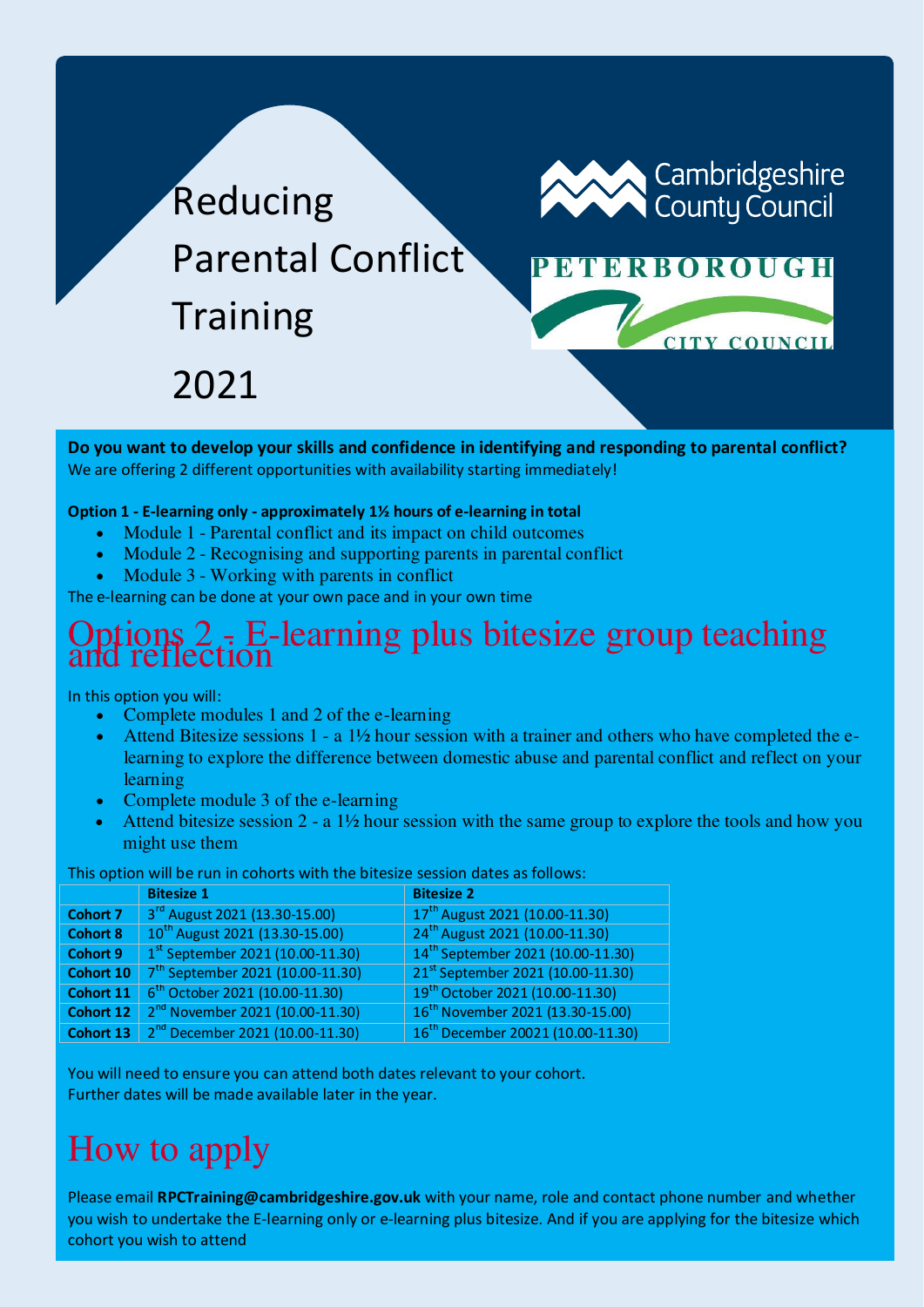# Reducing Parental Conflict Training 2021

Cambridgeshire County Council

PETERBOROUGH CITY COUNCIL

**Do you want to develop your skills and confidence in identifying and responding to parental conflict?**
We are offering 2 different opportunities with availability starting immediately!

**Option 1 - E-learning only - approximately 1½ hours of e-learning in total**

- Module 1 - Parental conflict and its impact on child outcomes
- Module 2 - Recognising and supporting parents in parental conflict
- Module 3 - Working with parents in conflict

The e-learning can be done at your own pace and in your own time

## Options 2 - E-learning plus bitesize group teaching and reflection

In this option you will:

- Complete modules 1 and 2 of the e-learning
- Attend Bitesize sessions 1 - a 1½ hour session with a trainer and others who have completed the e-learning to explore the difference between domestic abuse and parental conflict and reflect on your learning
- Complete module 3 of the e-learning
- Attend bitesize session 2 - a 1½ hour session with the same group to explore the tools and how you might use them

This option will be run in cohorts with the bitesize session dates as follows:

| | Bitesize 1 | Bitesize 2 |
|---|---|---|
| **Cohort 7** | 3rd August 2021 (13.30-15.00) | 17th August 2021 (10.00-11.30) |
| **Cohort 8** | 10th August 2021 (13.30-15.00) | 24th August 2021 (10.00-11.30) |
| **Cohort 9** | 1st September 2021 (10.00-11.30) | 14th September 2021 (10.00-11.30) |
| **Cohort 10** | 7th September 2021 (10.00-11.30) | 21st September 2021 (10.00-11.30) |
| **Cohort 11** | 6th October 2021 (10.00-11.30) | 19th October 2021 (10.00-11.30) |
| **Cohort 12** | 2nd November 2021 (10.00-11.30) | 16th November 2021 (13.30-15.00) |
| **Cohort 13** | 2nd December 2021 (10.00-11.30) | 16th December 20021 (10.00-11.30) |

You will need to ensure you can attend both dates relevant to your cohort.
Further dates will be made available later in the year.

## How to apply

Please email **RPCTraining@cambridgeshire.gov.uk** with your name, role and contact phone number and whether you wish to undertake the E-learning only or e-learning plus bitesize. And if you are applying for the bitesize which cohort you wish to attend